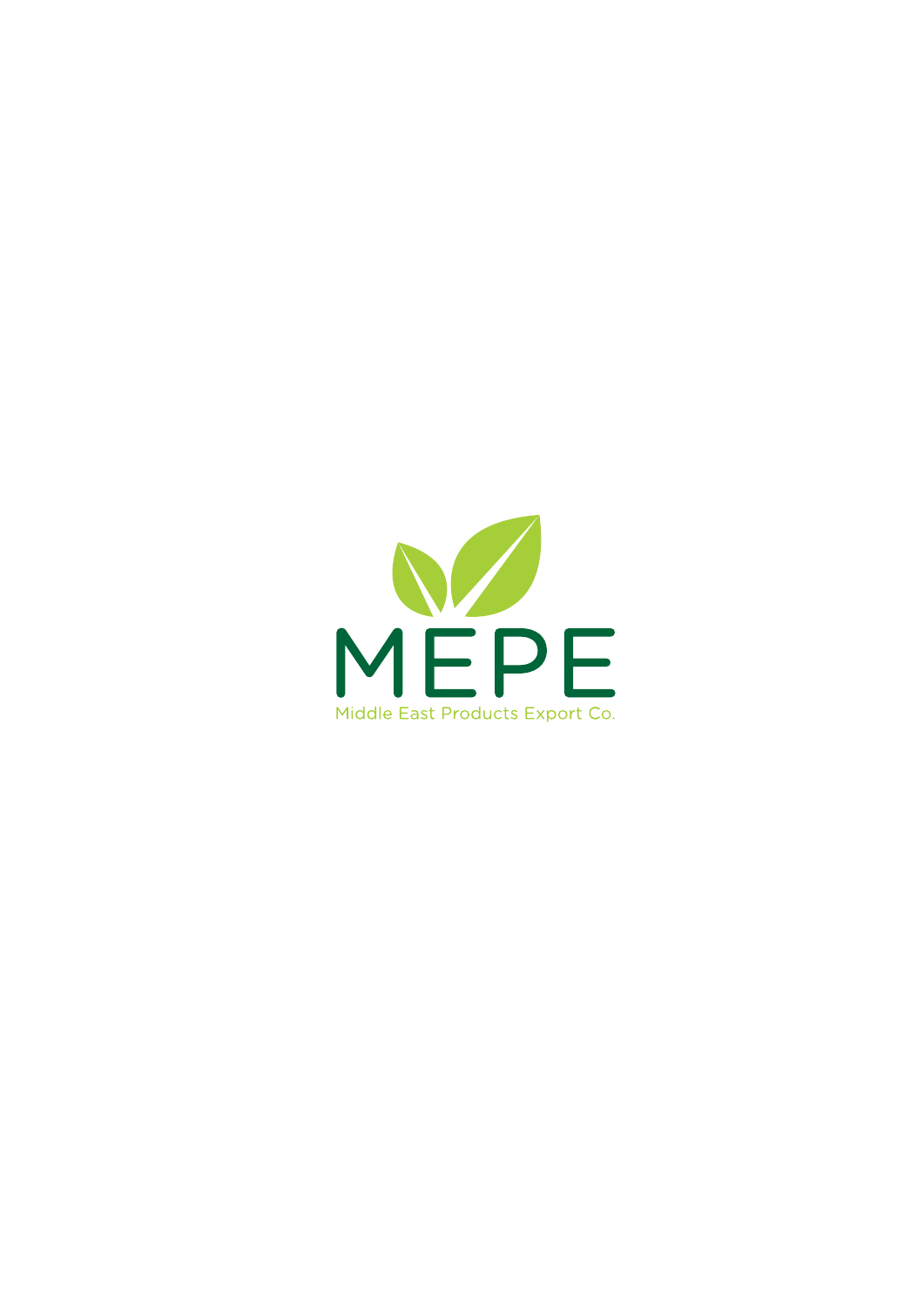# MEPE

Middle East Products Export Co.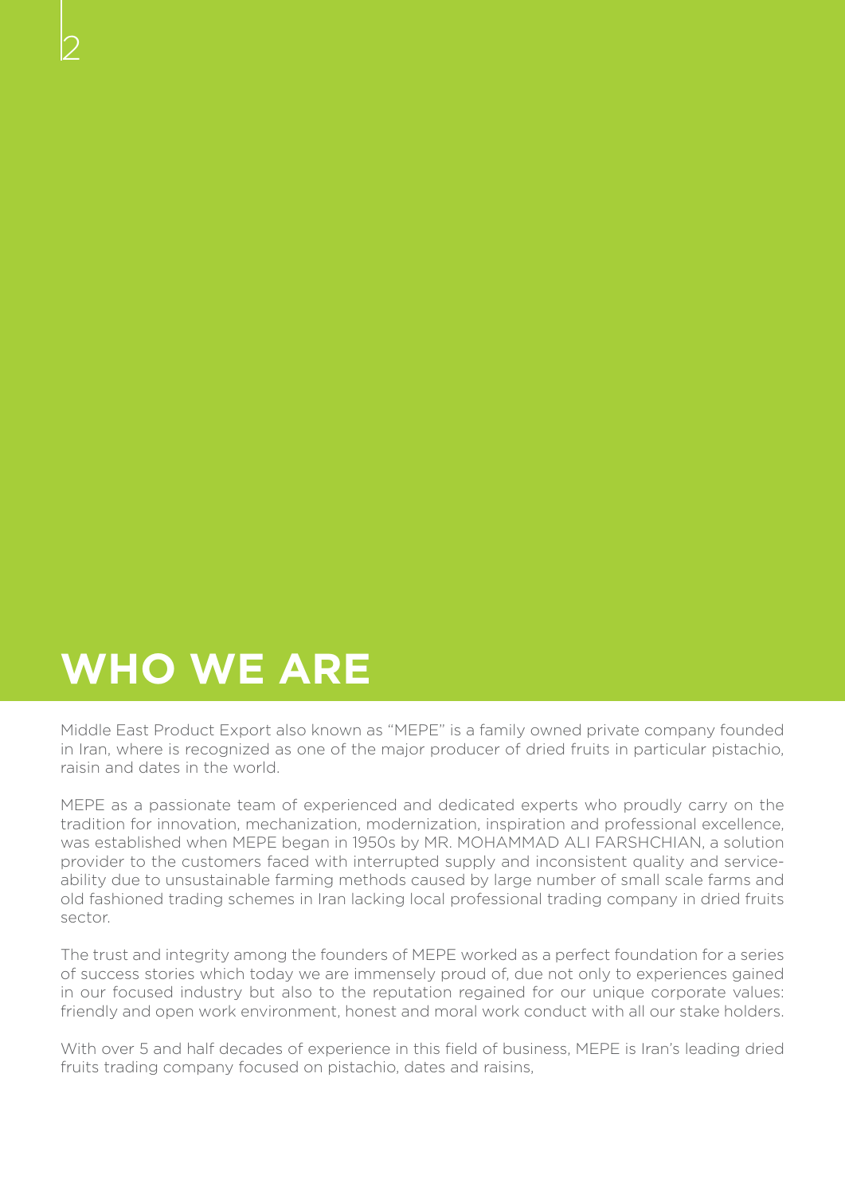# WHO WE ARE

Middle East Product Export also known as "MEPE" is a family owned private company founded in Iran, where is recognized as one of the major producer of dried fruits in particular pistachio, raisin and dates in the world.

MEPE as a passionate team of experienced and dedicated experts who proudly carry on the tradition for innovation, mechanization, modernization, inspiration and professional excellence, was established when MEPE began in 1950s by MR. MOHAMMAD ALI FARSHCHIAN, a solution provider to the customers faced with interrupted supply and inconsistent quality and serviceability due to unsustainable farming methods caused by large number of small scale farms and old fashioned trading schemes in Iran lacking local professional trading company in dried fruits sector.

The trust and integrity among the founders of MEPE worked as a perfect foundation for a series of success stories which today we are immensely proud of, due not only to experiences gained in our focused industry but also to the reputation regained for our unique corporate values: friendly and open work environment, honest and moral work conduct with all our stake holders.

With over 5 and half decades of experience in this field of business, MEPE is Iran's leading dried fruits trading company focused on pistachio, dates and raisins,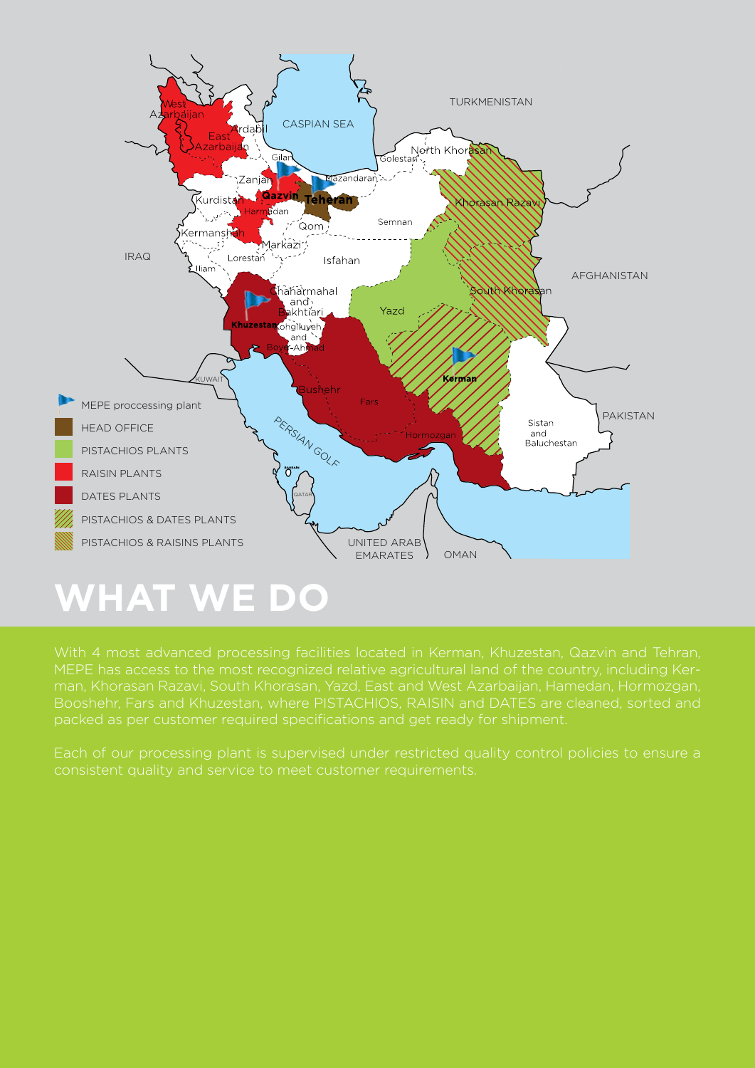MEPE proccessing plant

HEAD OFFICE

PISTACHIOS PLANTS

RAISIN PLANTS

DATES PLANTS

PISTACHIOS & DATES PLANTS

PISTACHIOS & RAISINS PLANTS

# WHAT WE DO

With 4 most advanced processing facilities located in Kerman, Khuzestan, Qazvin and Tehran, MEPE has access to the most recognized relative agricultural land of the country, including Kerman, Khorasan Razavi, South Khorasan, Yazd, East and West Azarbaijan, Hamedan, Hormozgan, Booshehr, Fars and Khuzestan, where PISTACHIOS, RAISIN and DATES are cleaned, sorted and packed as per customer required specifications and get ready for shipment.

Each of our processing plant is supervised under restricted quality control policies to ensure a consistent quality and service to meet customer requirements.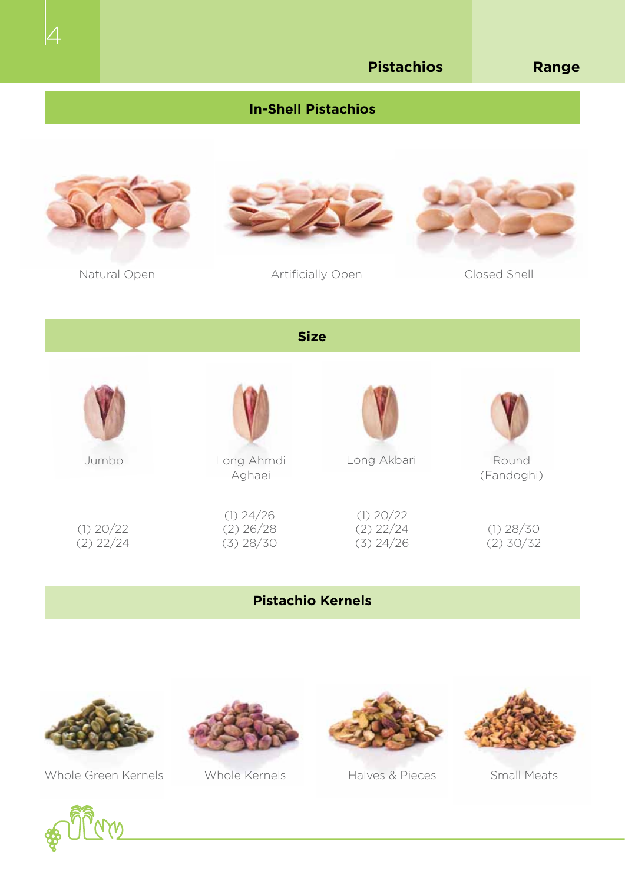## Pistachios Range

### In-Shell Pistachios

Natural Open

Artificially Open

Closed Shell

### Size

| Jumbo | Long Ahmdi Aghaei | Long Akbari | Round (Fandoghi) |
|---|---|---|---|
| (1) 20/22<br>(2) 22/24 | (1) 24/26<br>(2) 26/28<br>(3) 28/30 | (1) 20/22<br>(2) 22/24<br>(3) 24/26 | (1) 28/30<br>(2) 30/32 |

### Pistachio Kernels

Whole Green Kernels

Whole Kernels

Halves & Pieces

Small Meats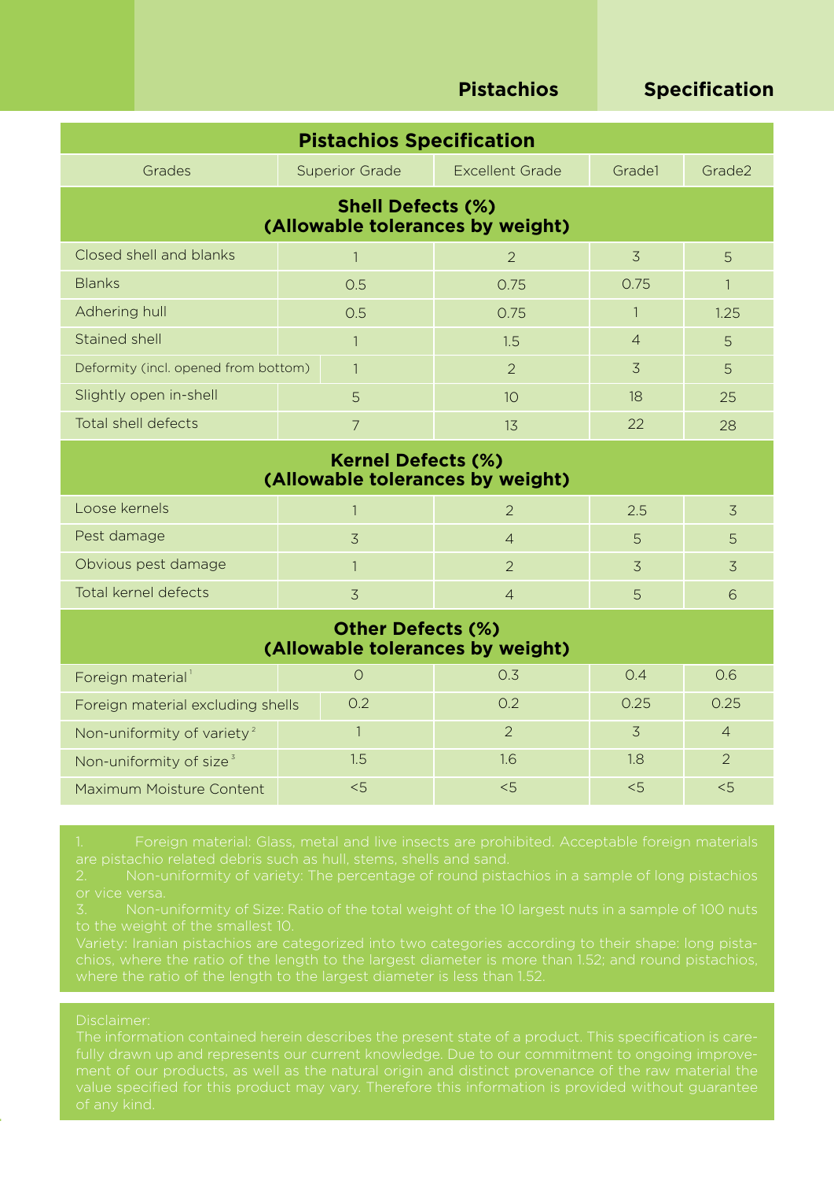# Pistachios Specification

| Grades | Superior Grade | Excellent Grade | Grade1 | Grade2 |
|---|---|---|---|---|
| **Shell Defects (%) (Allowable tolerances by weight)** | | | | |
| Closed shell and blanks | 1 | 2 | 3 | 5 |
| Blanks | 0.5 | 0.75 | 0.75 | 1 |
| Adhering hull | 0.5 | 0.75 | 1 | 1.25 |
| Stained shell | 1 | 1.5 | 4 | 5 |
| Deformity (incl. opened from bottom) | 1 | 2 | 3 | 5 |
| Slightly open in-shell | 5 | 10 | 18 | 25 |
| Total shell defects | 7 | 13 | 22 | 28 |
| **Kernel Defects (%) (Allowable tolerances by weight)** | | | | |
| Loose kernels | 1 | 2 | 2.5 | 3 |
| Pest damage | 3 | 4 | 5 | 5 |
| Obvious pest damage | 1 | 2 | 3 | 3 |
| Total kernel defects | 3 | 4 | 5 | 6 |
| **Other Defects (%) (Allowable tolerances by weight)** | | | | |
| Foreign material [1] | 0 | 0.3 | 0.4 | 0.6 |
| Foreign material excluding shells | 0.2 | 0.2 | 0.25 | 0.25 |
| Non-uniformity of variety [2] | 1 | 2 | 3 | 4 |
| Non-uniformity of size [3] | 1.5 | 1.6 | 1.8 | 2 |
| Maximum Moisture Content | <5 | <5 | <5 | <5 |

1. Foreign material: Glass, metal and live insects are prohibited. Acceptable foreign materials are pistachio related debris such as hull, stems, shells and sand.
2. Non-uniformity of variety: The percentage of round pistachios in a sample of long pistachios or vice versa.
3. Non-uniformity of Size: Ratio of the total weight of the 10 largest nuts in a sample of 100 nuts to the weight of the smallest 10.

Variety: Iranian pistachios are categorized into two categories according to their shape: long pistachios, where the ratio of the length to the largest diameter is more than 1.52; and round pistachios, where the ratio of the length to the largest diameter is less than 1.52.

Disclaimer:
The information contained herein describes the present state of a product. This specification is carefully drawn up and represents our current knowledge. Due to our commitment to ongoing improvement of our products, as well as the natural origin and distinct provenance of the raw material the value specified for this product may vary. Therefore this information is provided without guarantee of any kind.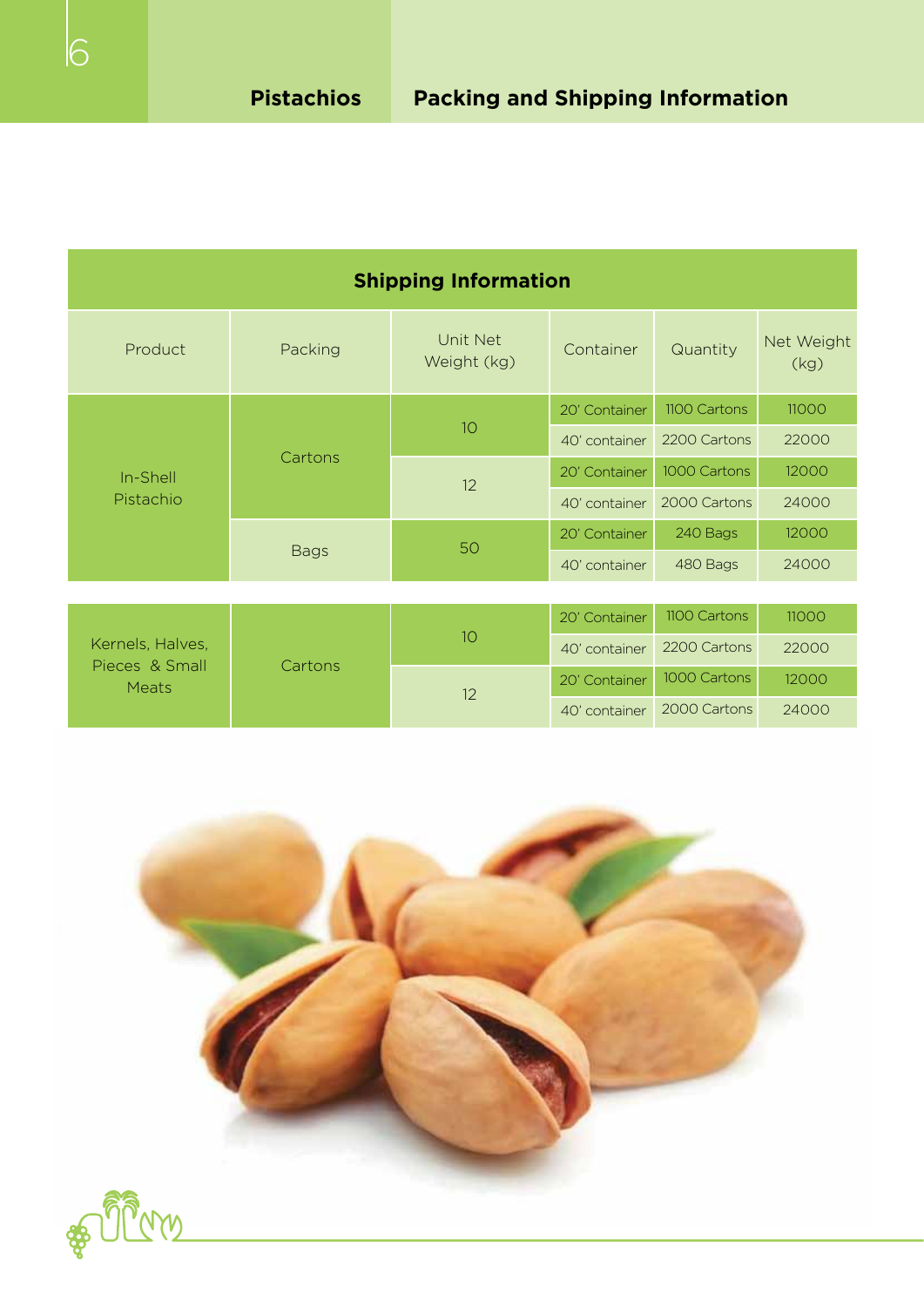## Pistachios — Packing and Shipping Information

### Shipping Information

| Product | Packing | Unit Net Weight (kg) | Container | Quantity | Net Weight (kg) |
|---|---|---|---|---|---|
| In-Shell Pistachio | Cartons | 10 | 20' Container | 1100 Cartons | 11000 |
| | | | 40' container | 2200 Cartons | 22000 |
| | | 12 | 20' Container | 1000 Cartons | 12000 |
| | | | 40' container | 2000 Cartons | 24000 |
| | Bags | 50 | 20' Container | 240 Bags | 12000 |
| | | | 40' container | 480 Bags | 24000 |
| Kernels, Halves, Pieces & Small Meats | Cartons | 10 | 20' Container | 1100 Cartons | 11000 |
| | | | 40' container | 2200 Cartons | 22000 |
| | | 12 | 20' Container | 1000 Cartons | 12000 |
| | | | 40' container | 2000 Cartons | 24000 |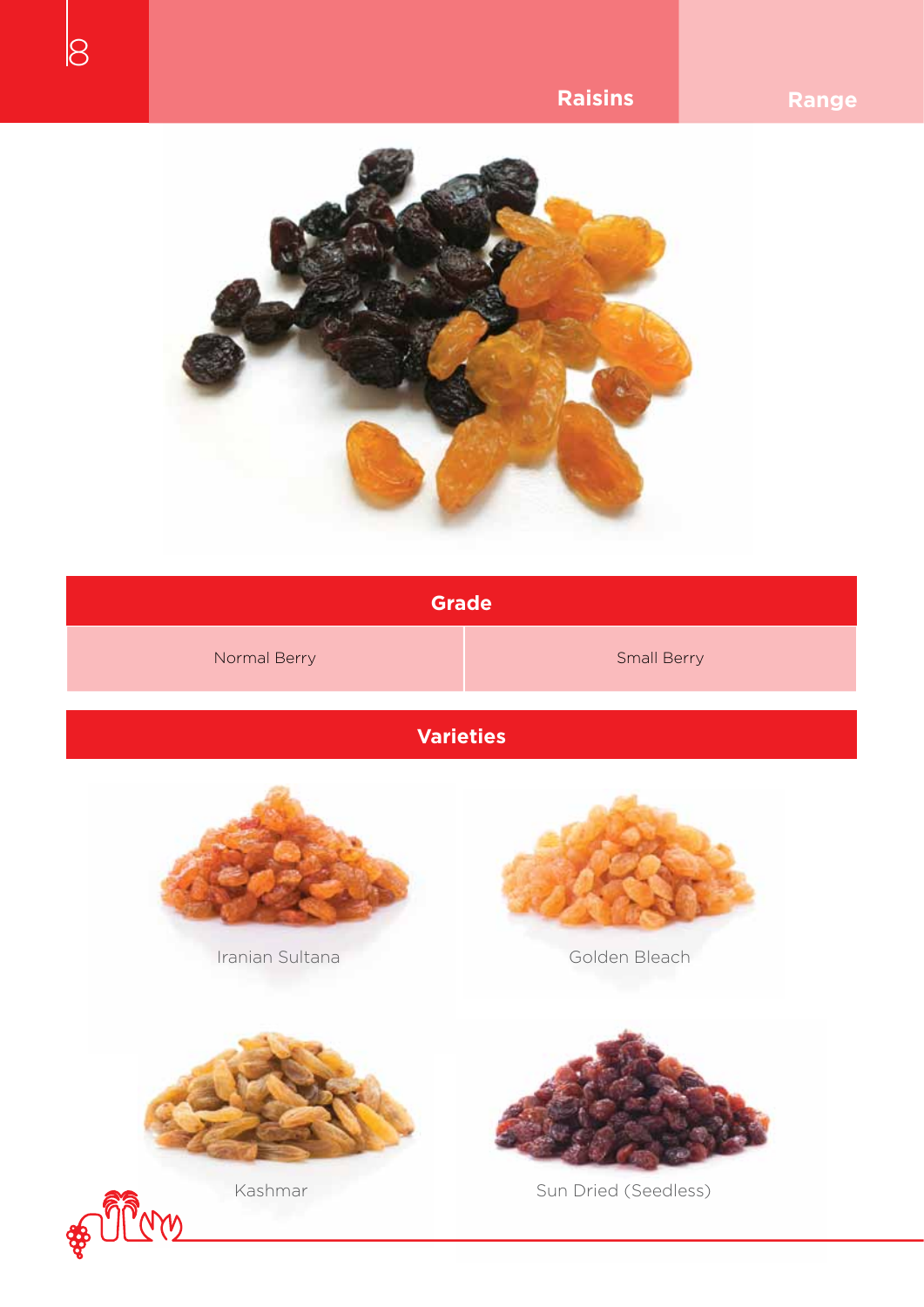# Raisins

## Range

| Grade | |
|---|---|
| Normal Berry | Small Berry |

## Varieties

Iranian Sultana

Golden Bleach

Kashmar

Sun Dried (Seedless)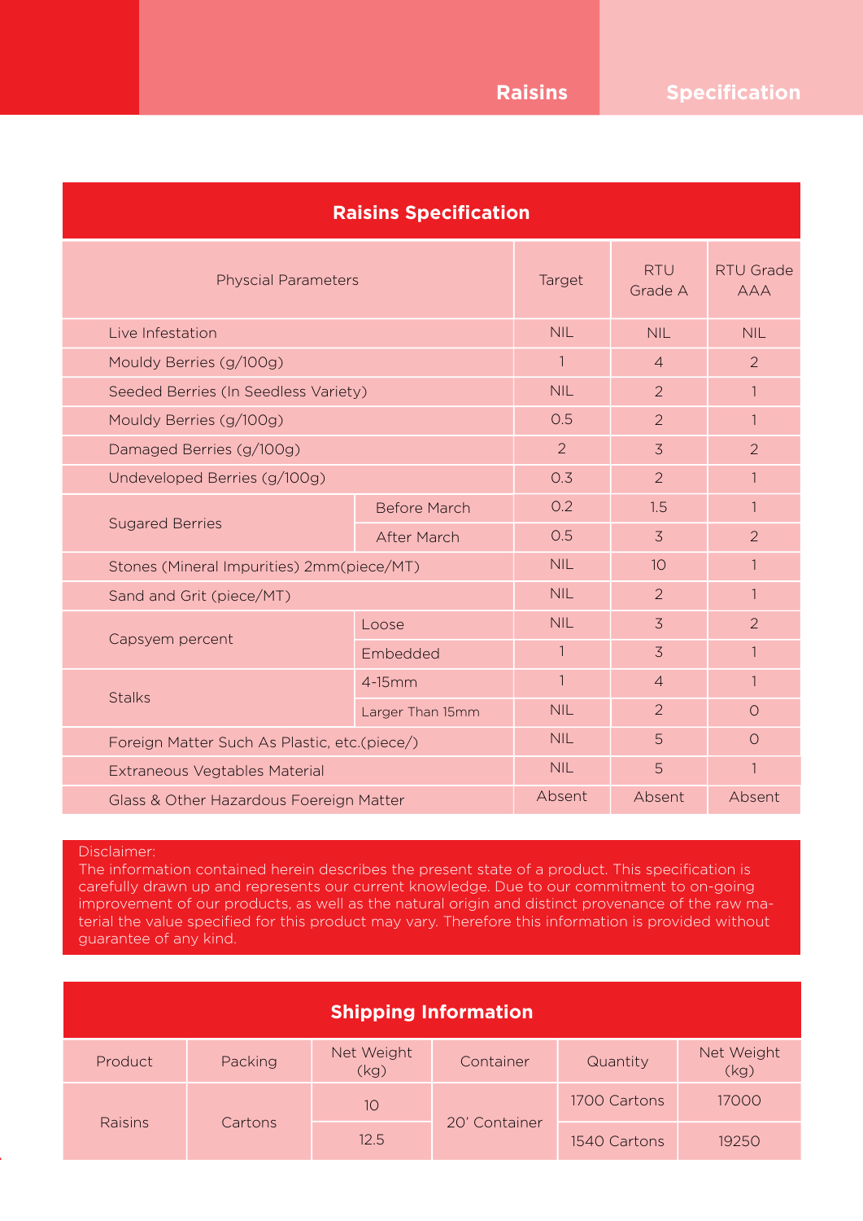## Raisins Specification

| Physcial Parameters | | Target | RTU Grade A | RTU Grade AAA |
|---|---|---|---|---|
| Live Infestation | | NIL | NIL | NIL |
| Mouldy Berries (g/100g) | | 1 | 4 | 2 |
| Seeded Berries (In Seedless Variety) | | NIL | 2 | 1 |
| Mouldy Berries (g/100g) | | 0.5 | 2 | 1 |
| Damaged Berries (g/100g) | | 2 | 3 | 2 |
| Undeveloped Berries (g/100g) | | 0.3 | 2 | 1 |
| Sugared Berries | Before March | 0.2 | 1.5 | 1 |
| | After March | 0.5 | 3 | 2 |
| Stones (Mineral Impurities) 2mm(piece/MT) | | NIL | 10 | 1 |
| Sand and Grit (piece/MT) | | NIL | 2 | 1 |
| Capsyem percent | Loose | NIL | 3 | 2 |
| | Embedded | 1 | 3 | 1 |
| Stalks | 4-15mm | 1 | 4 | 1 |
| | Larger Than 15mm | NIL | 2 | 0 |
| Foreign Matter Such As Plastic, etc.(piece/) | | NIL | 5 | 0 |
| Extraneous Vegtables Material | | NIL | 5 | 1 |
| Glass & Other Hazardous Foereign Matter | | Absent | Absent | Absent |

Disclaimer:
The information contained herein describes the present state of a product. This specification is carefully drawn up and represents our current knowledge. Due to our commitment to on-going improvement of our products, as well as the natural origin and distinct provenance of the raw material the value specified for this product may vary. Therefore this information is provided without guarantee of any kind.

## Shipping Information

| Product | Packing | Net Weight (kg) | Container | Quantity | Net Weight (kg) |
|---|---|---|---|---|---|
| Raisins | Cartons | 10 | 20' Container | 1700 Cartons | 17000 |
| | | 12.5 | | 1540 Cartons | 19250 |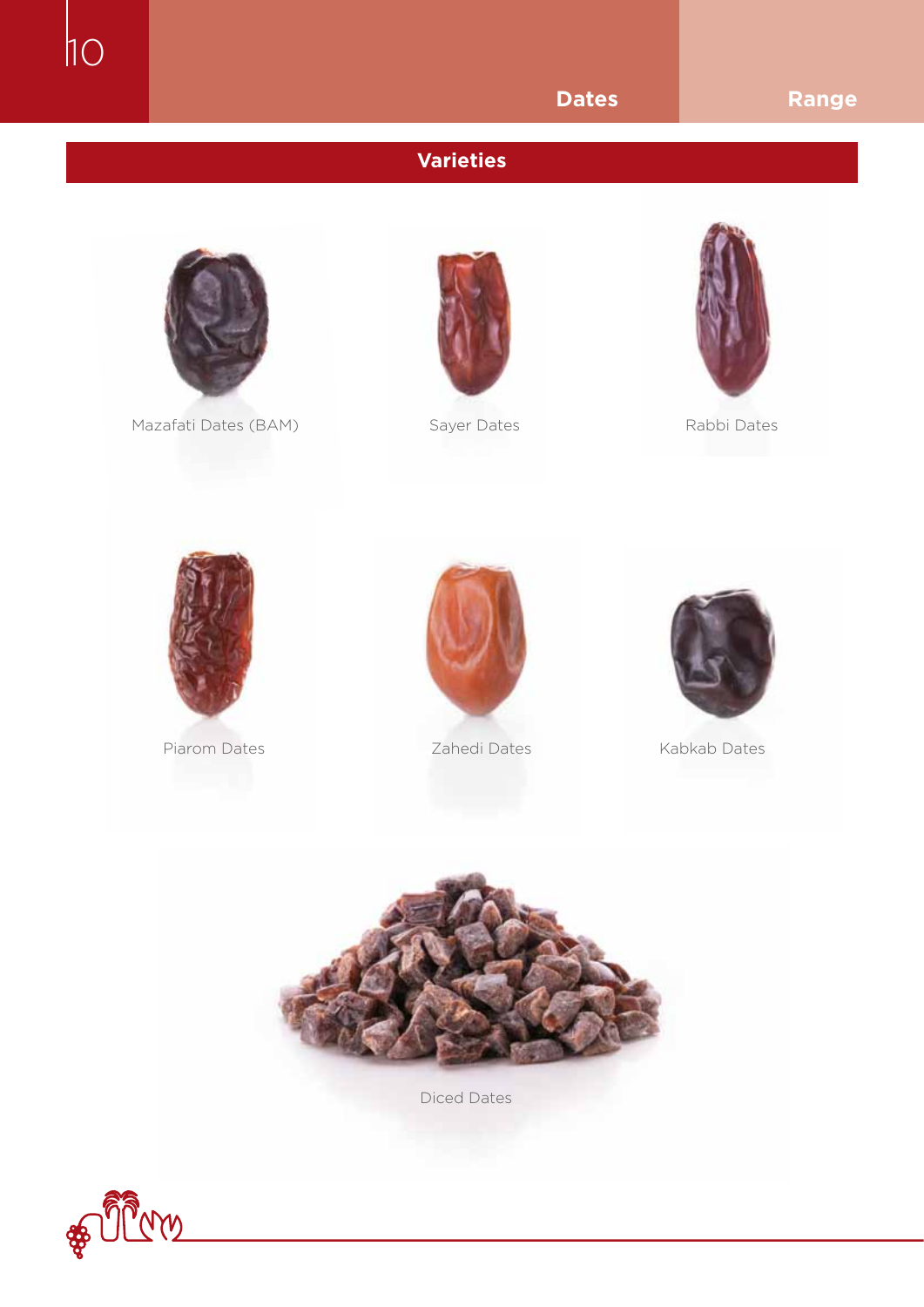## Varieties

Mazafati Dates (BAM)

Sayer Dates

Rabbi Dates

Piarom Dates

Zahedi Dates

Kabkab Dates

Diced Dates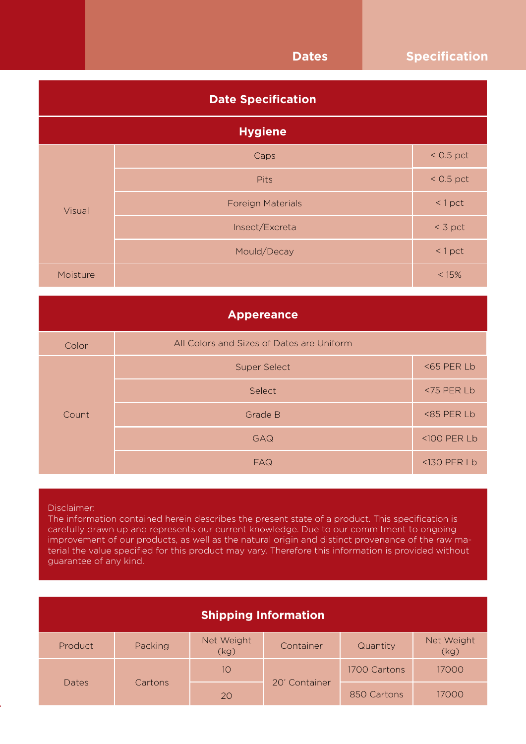Dates **Specification**

## Date Specification

### Hygiene

| | | |
|---|---|---|
| Visual | Caps | < 0.5 pct |
| | Pits | < 0.5 pct |
| | Foreign Materials | < 1 pct |
| | Insect/Excreta | < 3 pct |
| | Mould/Decay | < 1 pct |
| Moisture | | < 15% |

### Appereance

| | | |
|---|---|---|
| Color | All Colors and Sizes of Dates are Uniform | |
| Count | Super Select | <65 PER Lb |
| | Select | <75 PER Lb |
| | Grade B | <85 PER Lb |
| | GAQ | <100 PER Lb |
| | FAQ | <130 PER Lb |

Disclaimer:
The information contained herein describes the present state of a product. This specification is carefully drawn up and represents our current knowledge. Due to our commitment to ongoing improvement of our products, as well as the natural origin and distinct provenance of the raw material the value specified for this product may vary. Therefore this information is provided without guarantee of any kind.

### Shipping Information

| Product | Packing | Net Weight (kg) | Container | Quantity | Net Weight (kg) |
|---|---|---|---|---|---|
| Dates | Cartons | 10 | 20' Container | 1700 Cartons | 17000 |
| | | 20 | | 850 Cartons | 17000 |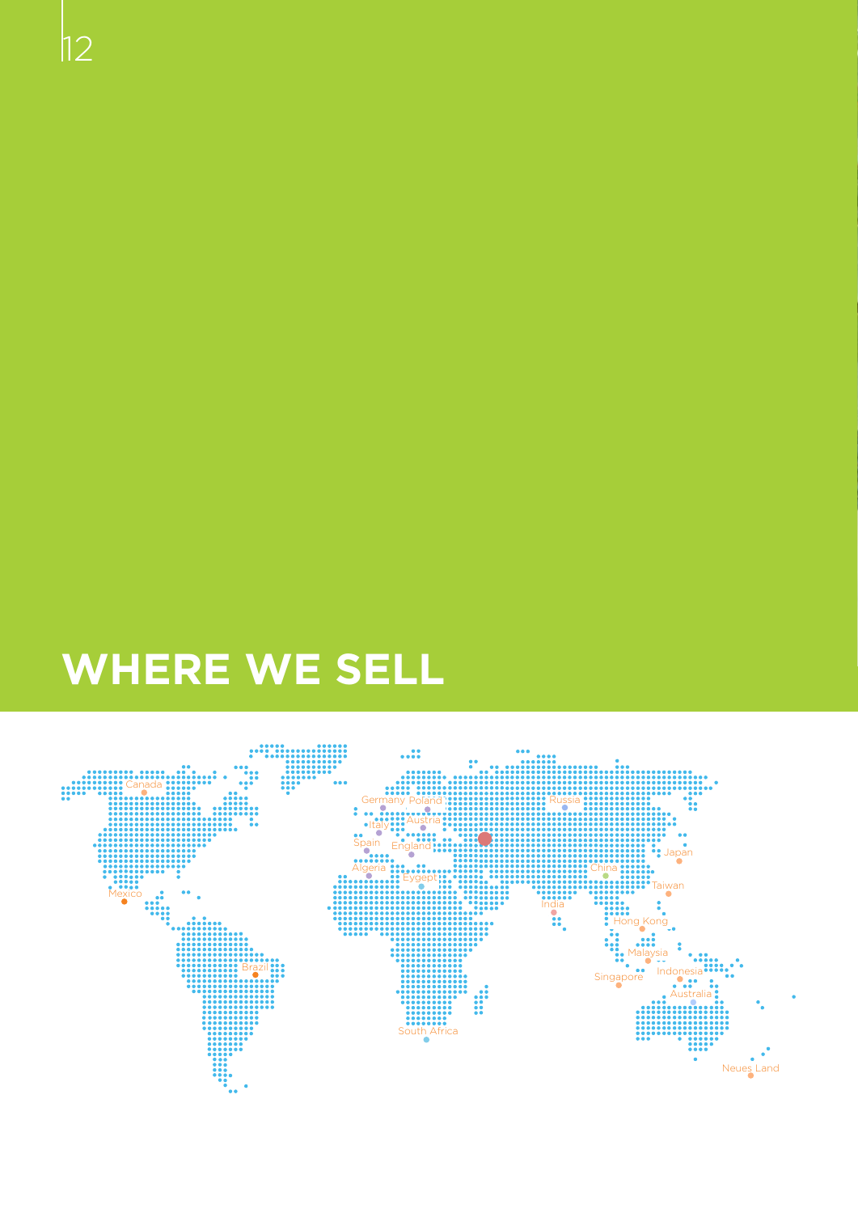# WHERE WE SELL

Canada

Mexico

Brazil

Germany Poland

Italy Austria

Spain England

Algeria Eygept

South Africa

Russia

India

China

Japan

Taiwan

Hong Kong

Malaysia

Singapore

Indonesia

Australia

Neues Land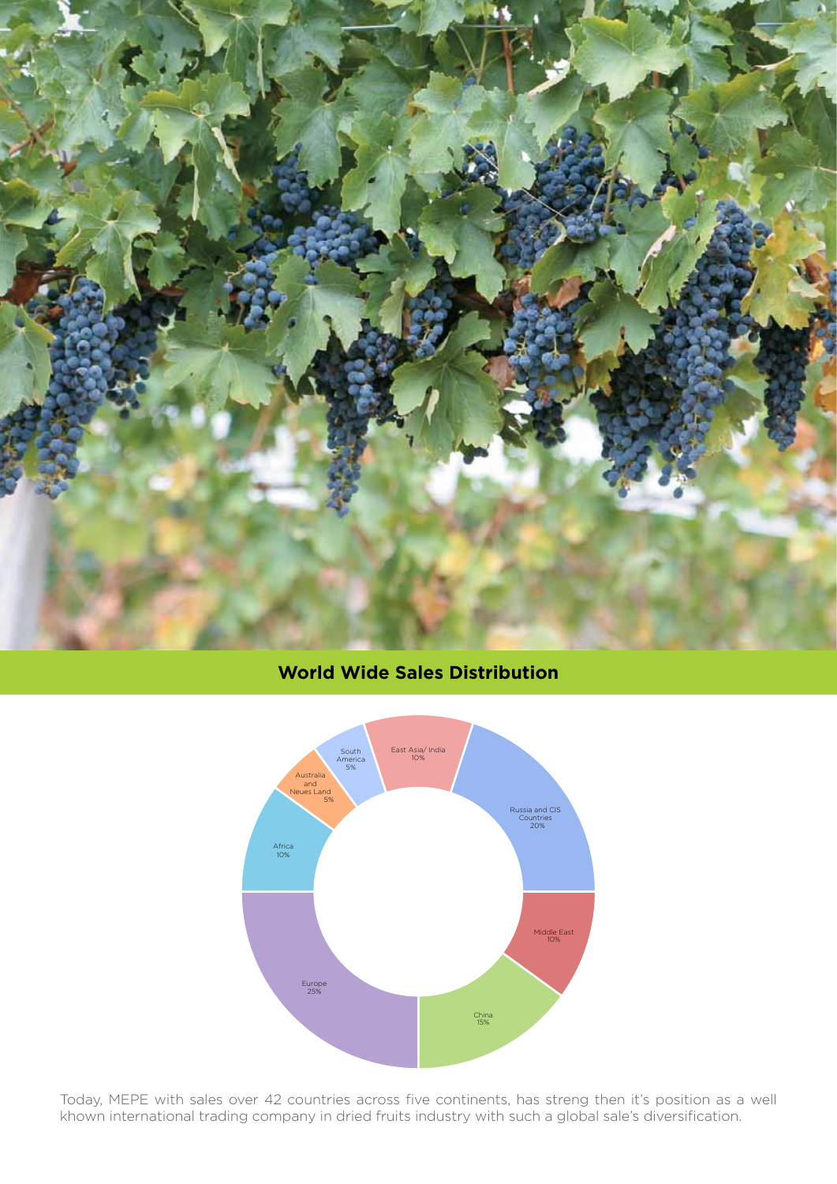## World Wide Sales Distribution

| Region | Share |
| --- | --- |
| East Asia/ India | 10% |
| Russia and CIS Countries | 20% |
| Middle East | 10% |
| China | 15% |
| Europe | 25% |
| Africa | 10% |
| Australia and Neues Land | 5% |
| South America | 5% |

Today, MEPE with sales over 42 countries across five continents, has streng then it's position as a well khown international trading company in dried fruits industry with such a global sale's diversification.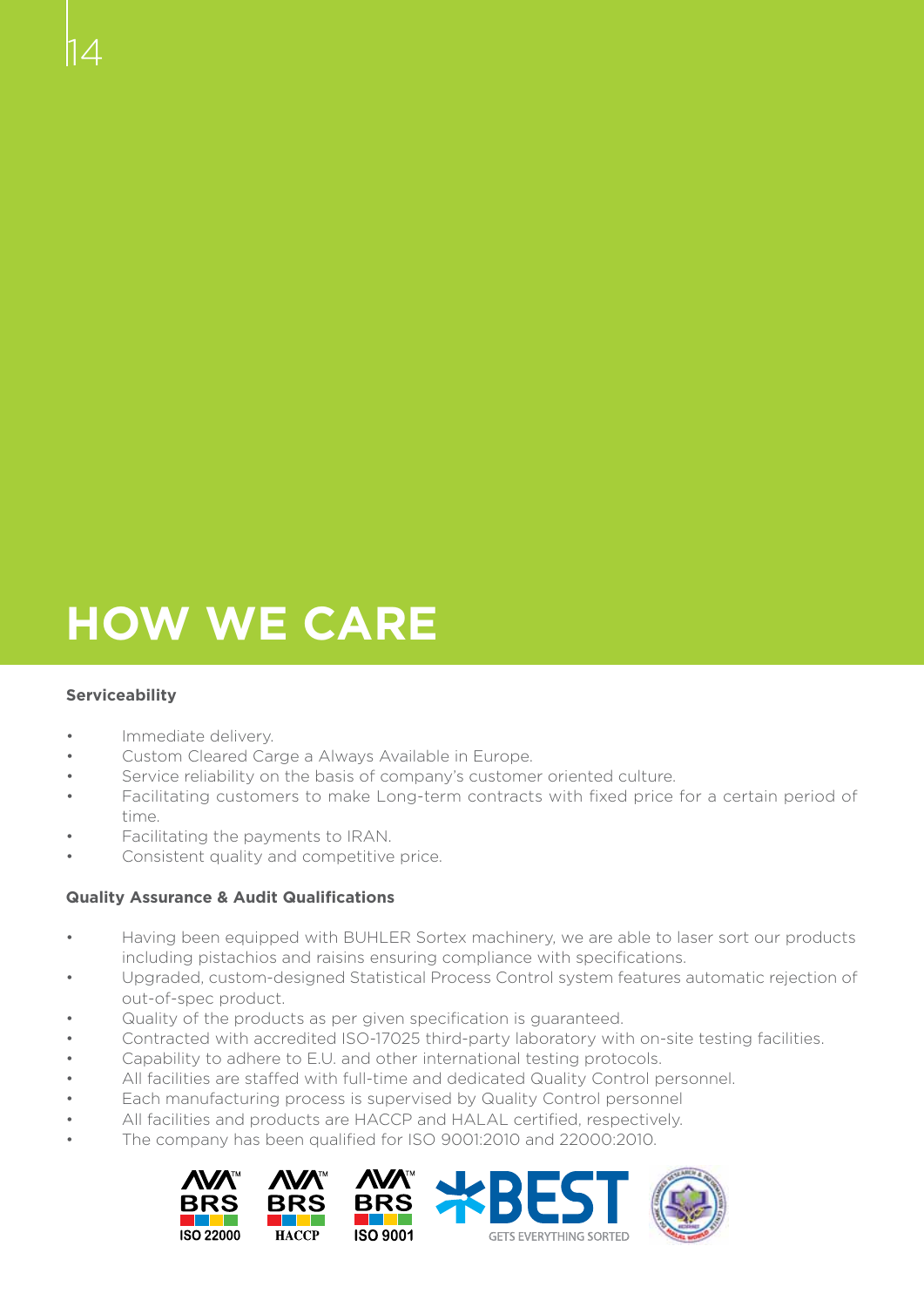# HOW WE CARE

**Serviceability**

- Immediate delivery.
- Custom Cleared Carge a Always Available in Europe.
- Service reliability on the basis of company's customer oriented culture.
- Facilitating customers to make Long-term contracts with fixed price for a certain period of time.
- Facilitating the payments to IRAN.
- Consistent quality and competitive price.

**Quality Assurance & Audit Qualifications**

- Having been equipped with BUHLER Sortex machinery, we are able to laser sort our products including pistachios and raisins ensuring compliance with specifications.
- Upgraded, custom-designed Statistical Process Control system features automatic rejection of out-of-spec product.
- Quality of the products as per given specification is guaranteed.
- Contracted with accredited ISO-17025 third-party laboratory with on-site testing facilities.
- Capability to adhere to E.U. and other international testing protocols.
- All facilities are staffed with full-time and dedicated Quality Control personnel.
- Each manufacturing process is supervised by Quality Control personnel
- All facilities and products are HACCP and HALAL certified, respectively.
- The company has been qualified for ISO 9001:2010 and 22000:2010.

AVA BRS ISO 22000 | AVA BRS HACCP | AVA BRS ISO 9001 | BEST GETS EVERYTHING SORTED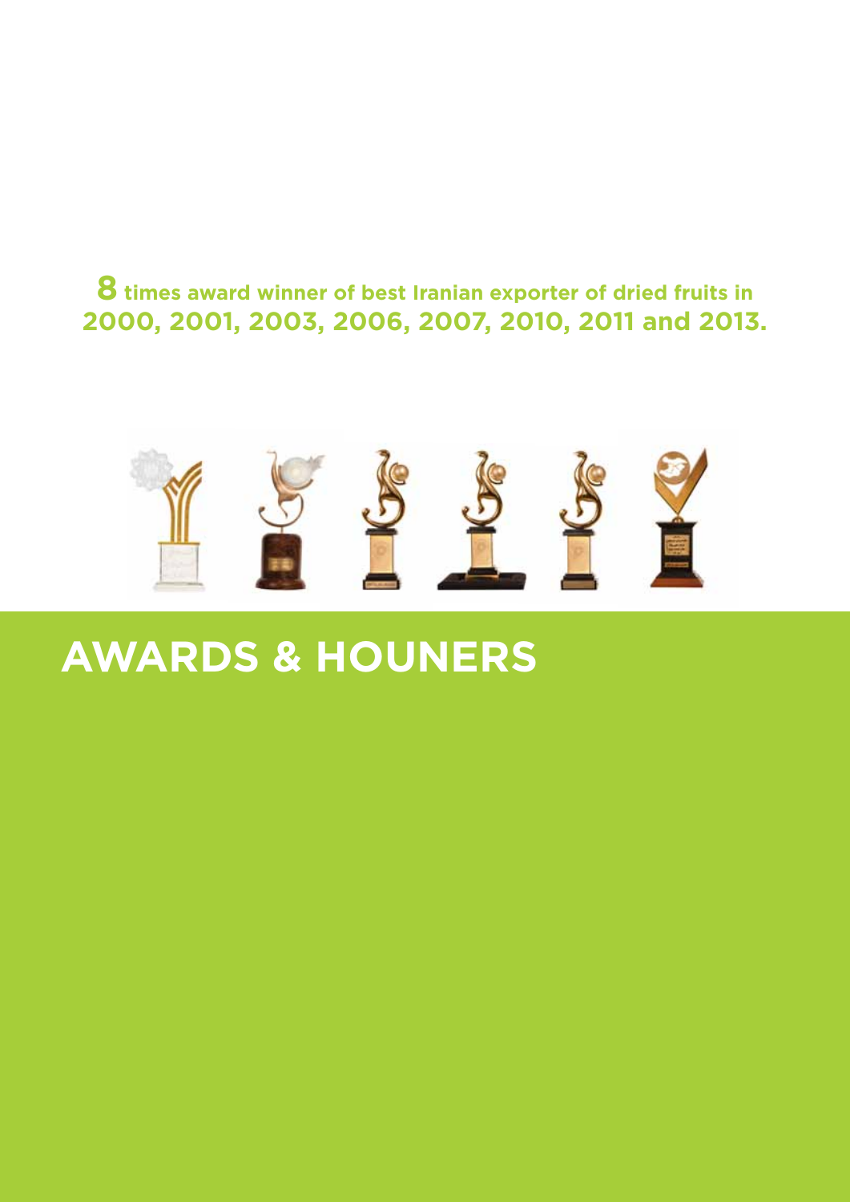**8** times award winner of best Iranian exporter of dried fruits in **2000, 2001, 2003, 2006, 2007, 2010, 2011 and 2013.**

# AWARDS & HOUNERS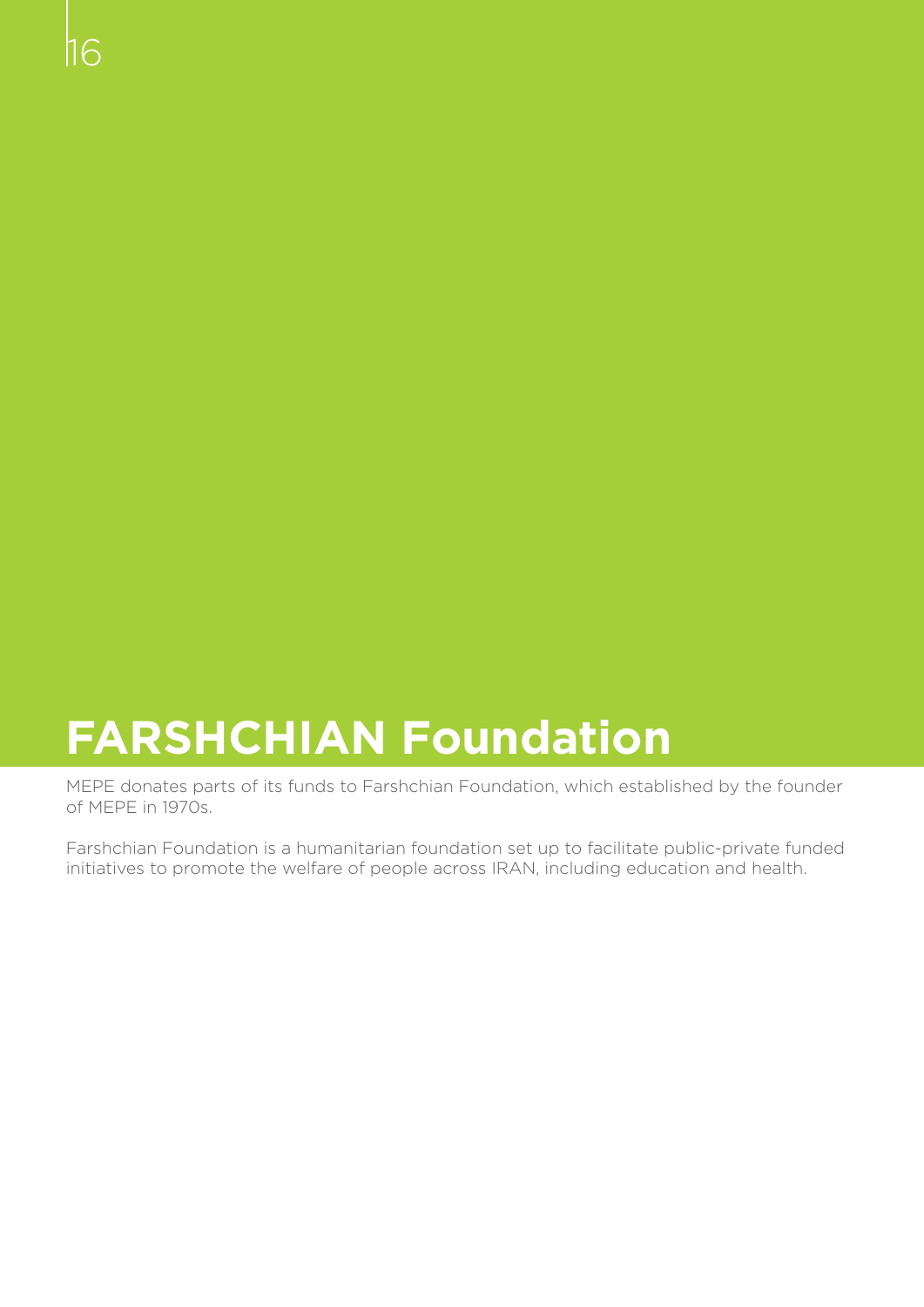# FARSHCHIAN Foundation

MEPE donates parts of its funds to Farshchian Foundation, which established by the founder of MEPE in 1970s.

Farshchian Foundation is a humanitarian foundation set up to facilitate public-private funded initiatives to promote the welfare of people across IRAN, including education and health.